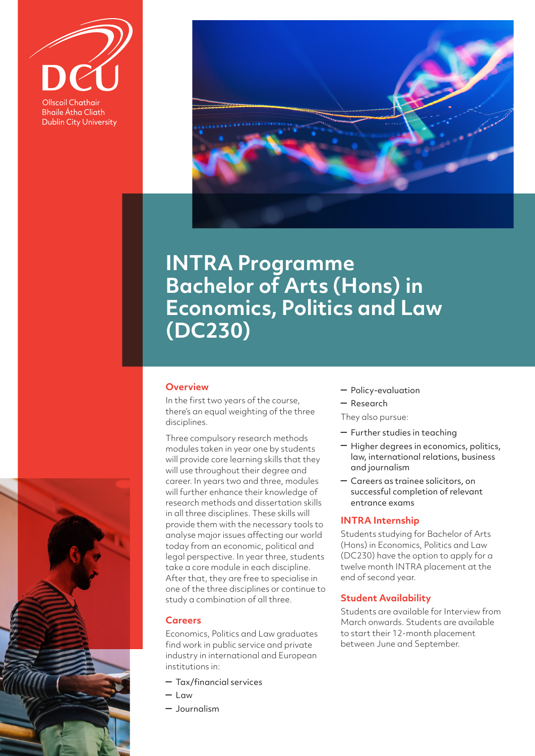DCU

Ollscoil Chathair Bhaile Átha Cliath
Dublin City University

# INTRA Programme Bachelor of Arts (Hons) in Economics, Politics and Law (DC230)

## Overview

In the first two years of the course, there's an equal weighting of the three disciplines.

Three compulsory research methods modules taken in year one by students will provide core learning skills that they will use throughout their degree and career. In years two and three, modules will further enhance their knowledge of research methods and dissertation skills in all three disciplines. These skills will provide them with the necessary tools to analyse major issues affecting our world today from an economic, political and legal perspective. In year three, students take a core module in each discipline. After that, they are free to specialise in one of the three disciplines or continue to study a combination of all three.

## Careers

Economics, Politics and Law graduates find work in public service and private industry in international and European institutions in:

- Tax/financial services
- Law
- Journalism
- Policy-evaluation
- Research

They also pursue:

- Further studies in teaching
- Higher degrees in economics, politics, law, international relations, business and journalism
- Careers as trainee solicitors, on successful completion of relevant entrance exams

## INTRA Internship

Students studying for Bachelor of Arts (Hons) in Economics, Politics and Law (DC230) have the option to apply for a twelve month INTRA placement at the end of second year.

## Student Availability

Students are available for Interview from March onwards. Students are available to start their 12-month placement between June and September.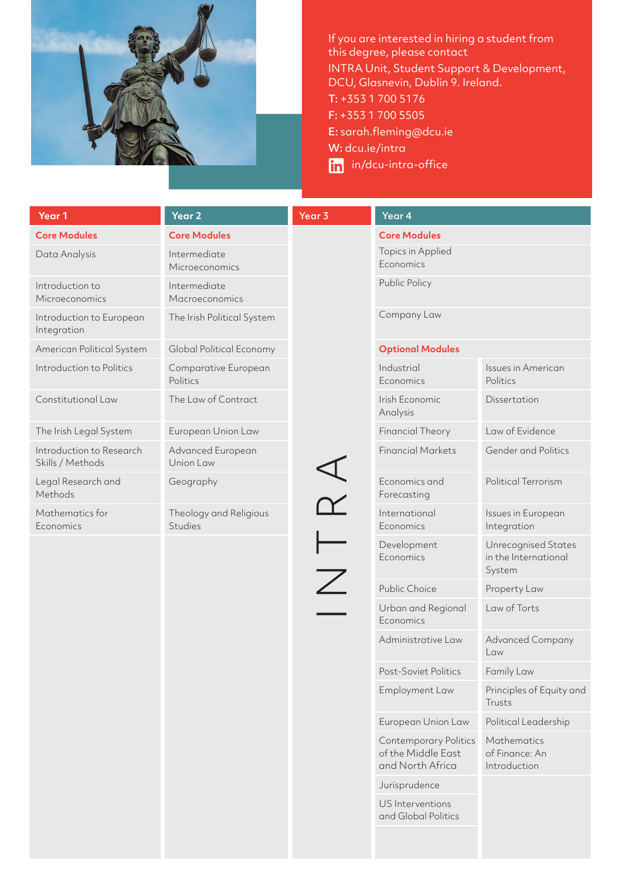If you are interested in hiring a student from this degree, please contact
INTRA Unit, Student Support & Development, DCU, Glasnevin, Dublin 9. Ireland.
**T:** +353 1 700 5176
**F:** +353 1 700 5505
**E:** sarah.fleming@dcu.ie
**W:** dcu.ie/intra
in/dcu-intra-office

| Year 1 | Year 2 | Year 3 | Year 4 | |
|---|---|---|---|---|
| **Core Modules** | **Core Modules** | INTRA | **Core Modules** | |
| Data Analysis | Intermediate Microeconomics | | Topics in Applied Economics | |
| Introduction to Microeconomics | Intermediate Macroeconomics | | Public Policy | |
| Introduction to European Integration | The Irish Political System | | Company Law | |
| American Political System | Global Political Economy | | **Optional Modules** | |
| Introduction to Politics | Comparative European Politics | | Industrial Economics | Issues in American Politics |
| Constitutional Law | The Law of Contract | | Irish Economic Analysis | Dissertation |
| The Irish Legal System | European Union Law | | Financial Theory | Law of Evidence |
| Introduction to Research Skills / Methods | Advanced European Union Law | | Financial Markets | Gender and Politics |
| Legal Research and Methods | Geography | | Economics and Forecasting | Political Terrorism |
| Mathematics for Economics | Theology and Religious Studies | | International Economics | Issues in European Integration |
| | | | Development Economics | Unrecognised States in the International System |
| | | | Public Choice | Property Law |
| | | | Urban and Regional Economics | Law of Torts |
| | | | Administrative Law | Advanced Company Law |
| | | | Post-Soviet Politics | Family Law |
| | | | Employment Law | Principles of Equity and Trusts |
| | | | European Union Law | Political Leadership |
| | | | Contemporary Politics of the Middle East and North Africa | Mathematics of Finance: An Introduction |
| | | | Jurisprudence | |
| | | | US Interventions and Global Politics | |